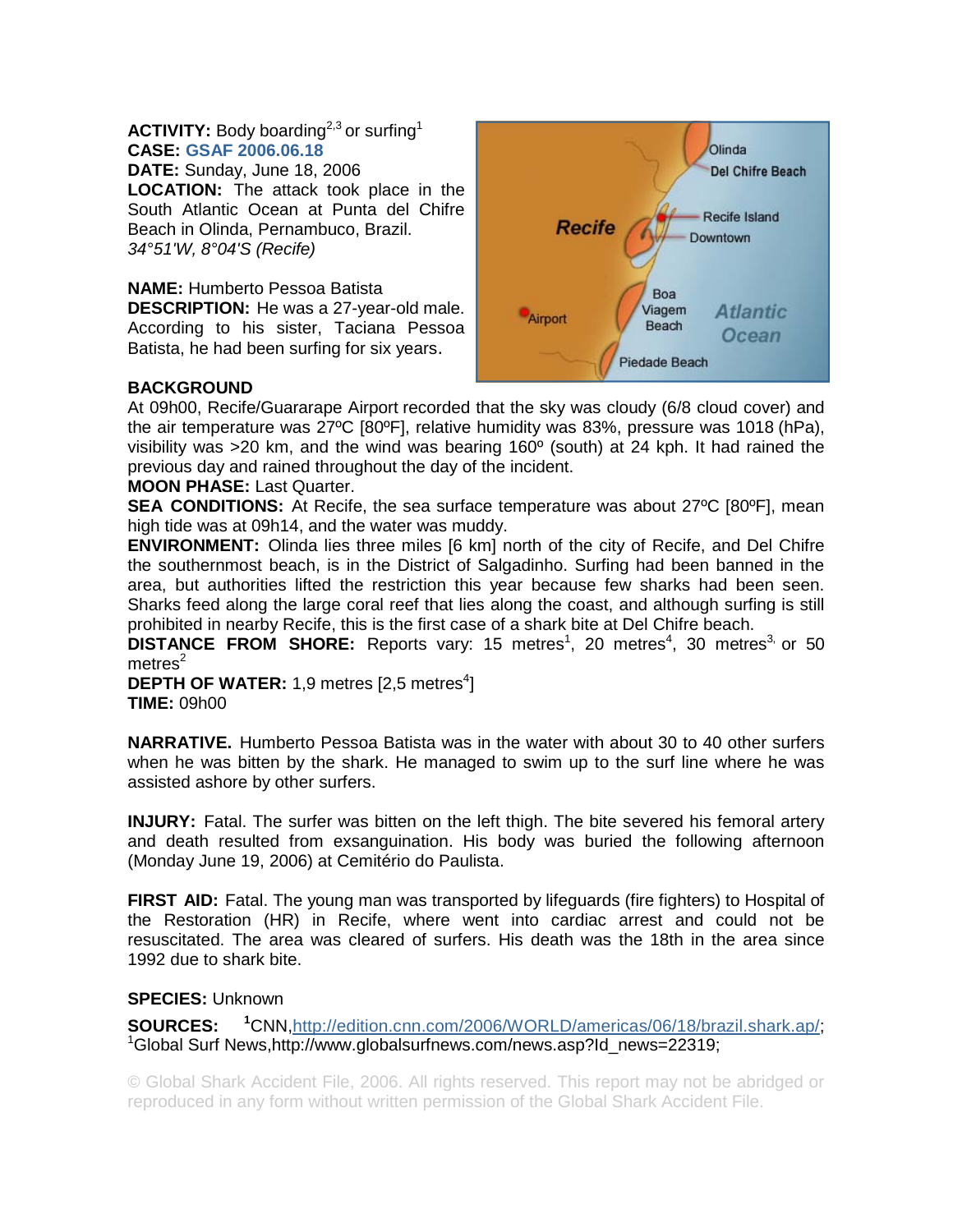**ACTIVITY:** Body boarding[2,3] or surfing[1]
**CASE:** GSAF 2006.06.18
**DATE:** Sunday, June 18, 2006
**LOCATION:** The attack took place in the South Atlantic Ocean at Punta del Chifre Beach in Olinda, Pernambuco, Brazil.
*34°51'W, 8°04'S (Recife)*

**NAME:** Humberto Pessoa Batista
**DESCRIPTION:** He was a 27-year-old male. According to his sister, Taciana Pessoa Batista, he had been surfing for six years.

**BACKGROUND**
At 09h00, Recife/Guararape Airport recorded that the sky was cloudy (6/8 cloud cover) and the air temperature was 27ºC [80ºF], relative humidity was 83%, pressure was 1018 (hPa), visibility was >20 km, and the wind was bearing 160º (south) at 24 kph. It had rained the previous day and rained throughout the day of the incident.
**MOON PHASE:** Last Quarter.
**SEA CONDITIONS:** At Recife, the sea surface temperature was about 27ºC [80ºF], mean high tide was at 09h14, and the water was muddy.
**ENVIRONMENT:** Olinda lies three miles [6 km] north of the city of Recife, and Del Chifre the southernmost beach, is in the District of Salgadinho. Surfing had been banned in the area, but authorities lifted the restriction this year because few sharks had been seen. Sharks feed along the large coral reef that lies along the coast, and although surfing is still prohibited in nearby Recife, this is the first case of a shark bite at Del Chifre beach.
**DISTANCE FROM SHORE:** Reports vary: 15 metres[1], 20 metres[4], 30 metres[3], or 50 metres[2]
**DEPTH OF WATER:** 1,9 metres [2,5 metres[4]]
**TIME:** 09h00

**NARRATIVE.** Humberto Pessoa Batista was in the water with about 30 to 40 other surfers when he was bitten by the shark. He managed to swim up to the surf line where he was assisted ashore by other surfers.

**INJURY:** Fatal. The surfer was bitten on the left thigh. The bite severed his femoral artery and death resulted from exsanguination. His body was buried the following afternoon (Monday June 19, 2006) at Cemitério do Paulista.

**FIRST AID:** Fatal. The young man was transported by lifeguards (fire fighters) to Hospital of the Restoration (HR) in Recife, where went into cardiac arrest and could not be resuscitated. The area was cleared of surfers. His death was the 18th in the area since 1992 due to shark bite.

**SPECIES:** Unknown

**SOURCES:** [1]CNN, http://edition.cnn.com/2006/WORLD/americas/06/18/brazil.shark.ap/;
[1]Global Surf News, http://www.globalsurfnews.com/news.asp?Id_news=22319;

© Global Shark Accident File, 2006. All rights reserved. This report may not be abridged or reproduced in any form without written permission of the Global Shark Accident File.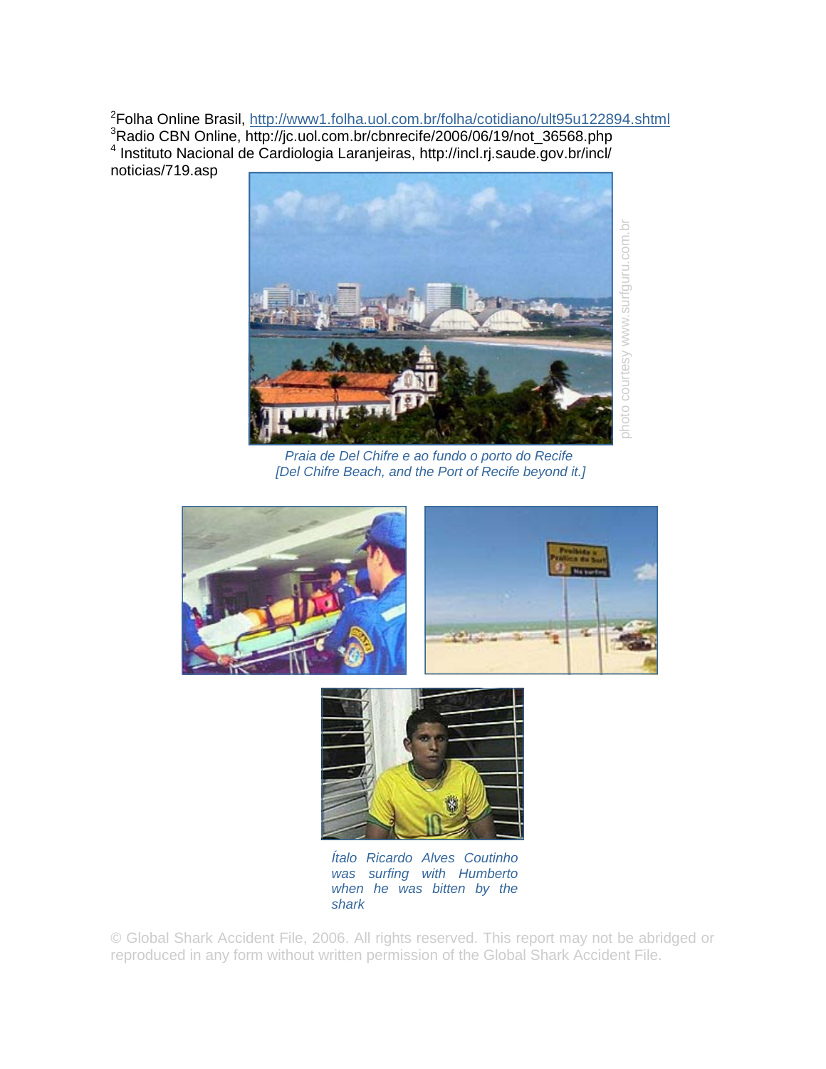[2]Folha Online Brasil, http://www1.folha.uol.com.br/folha/cotidiano/ult95u122894.shtml
[3]Radio CBN Online, http://jc.uol.com.br/cbnrecife/2006/06/19/not_36568.php
[4] Instituto Nacional de Cardiologia Laranjeiras, http://incl.rj.saude.gov.br/incl/noticias/719.asp

photo courtesy www.surfguru.com.br

*Praia de Del Chifre e ao fundo o porto do Recife*
*[Del Chifre Beach, and the Port of Recife beyond it.]*

*Ítalo Ricardo Alves Coutinho was surfing with Humberto when he was bitten by the shark*

© Global Shark Accident File, 2006. All rights reserved. This report may not be abridged or reproduced in any form without written permission of the Global Shark Accident File.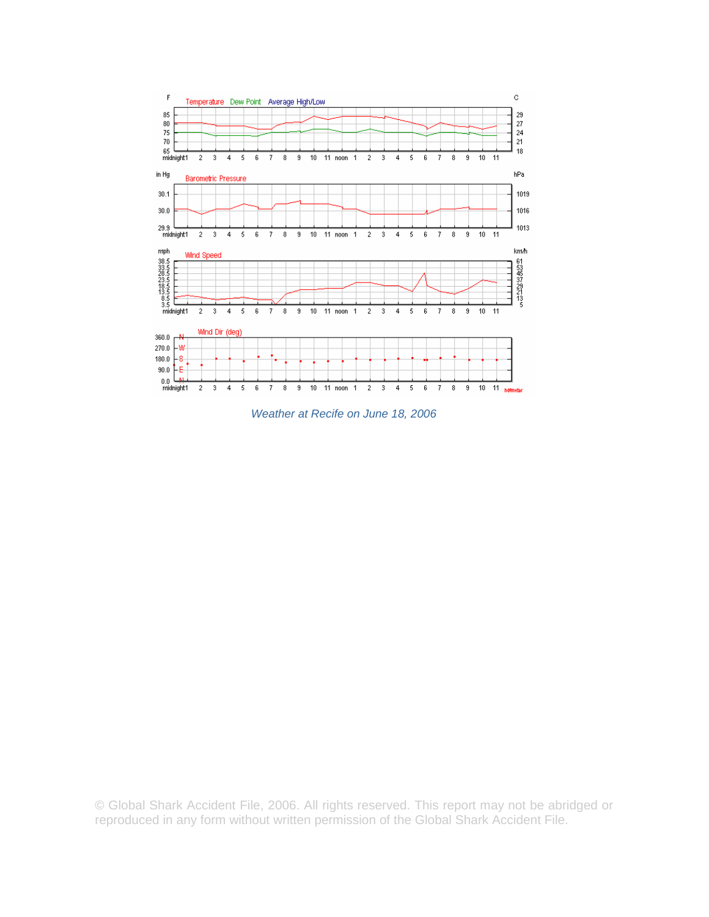F

Temperature Dew Point Average High/Low

C

85
80
75
70
65

29
27
24
21
18

midnight 1 2 3 4 5 6 7 8 9 10 11 noon 1 2 3 4 5 6 7 8 9 10 11

in Hg

Barometric Pressure

hPa

30.1
30.0
29.9

1019
1016
1013

midnight 1 2 3 4 5 6 7 8 9 10 11 noon 1 2 3 4 5 6 7 8 9 10 11

mph

Wind Speed

km/h

38.5
33.5
28.5
23.5
18.5
13.5
8.5
3.5

61
53
45
37
29
21
13
5

midnight 1 2 3 4 5 6 7 8 9 10 11 noon 1 2 3 4 5 6 7 8 9 10 11

Wind Dir (deg)

360.0 N
270.0 W
180.0 S
90.0 E
0.0 N

midnight 1 2 3 4 5 6 7 8 9 10 11 noon 1 2 3 4 5 6 7 8 9 10 11

hamweather

*Weather at Recife on June 18, 2006*

© Global Shark Accident File, 2006. All rights reserved. This report may not be abridged or reproduced in any form without written permission of the Global Shark Accident File.